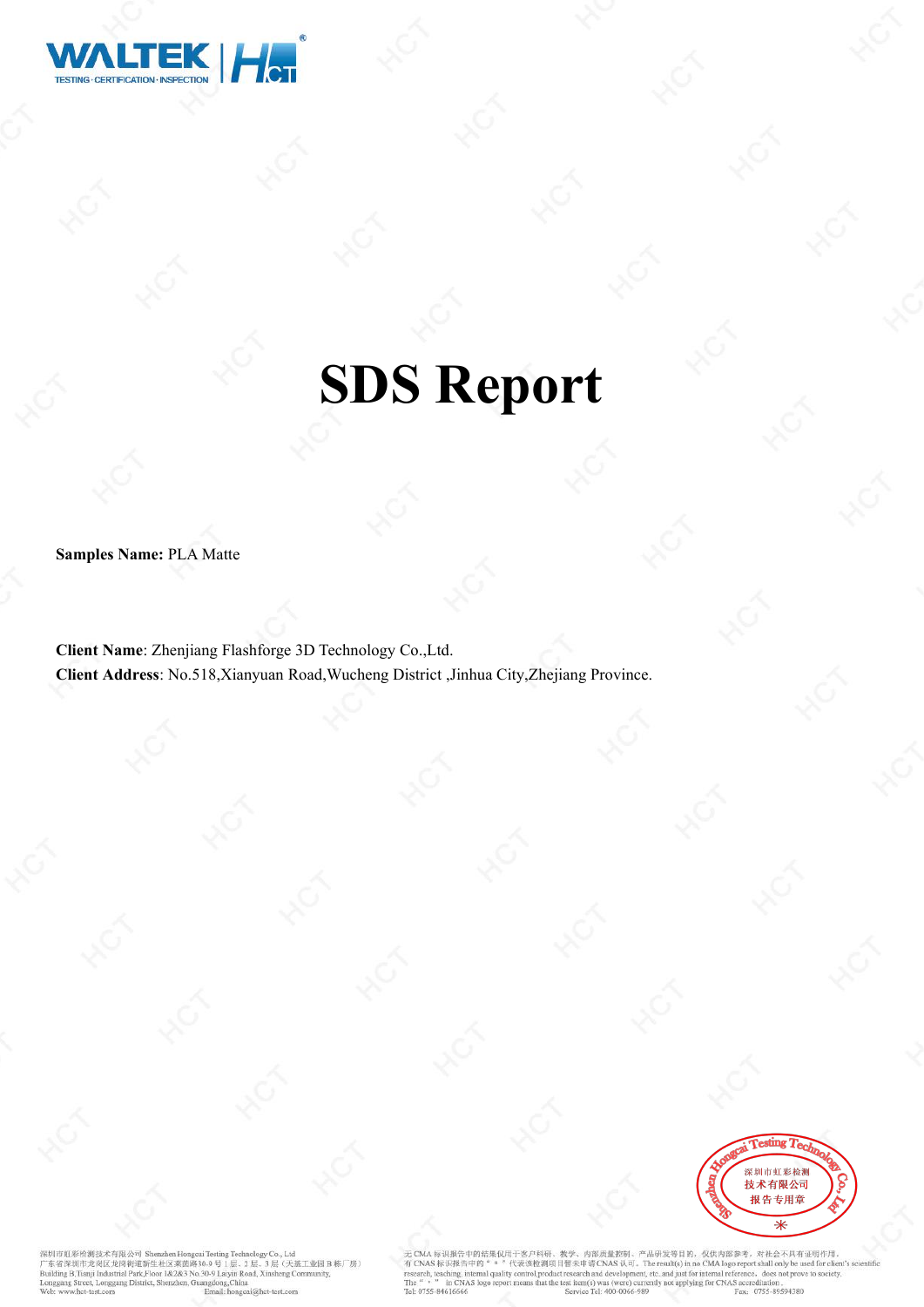# SDS Report

**Samples Name:** PLA Matte

**Client Name**: Zhenjiang Flashforge 3D Technology Co.,Ltd.
**Client Address**: No.518,Xianyuan Road,Wucheng District ,Jinhua City,Zhejiang Province.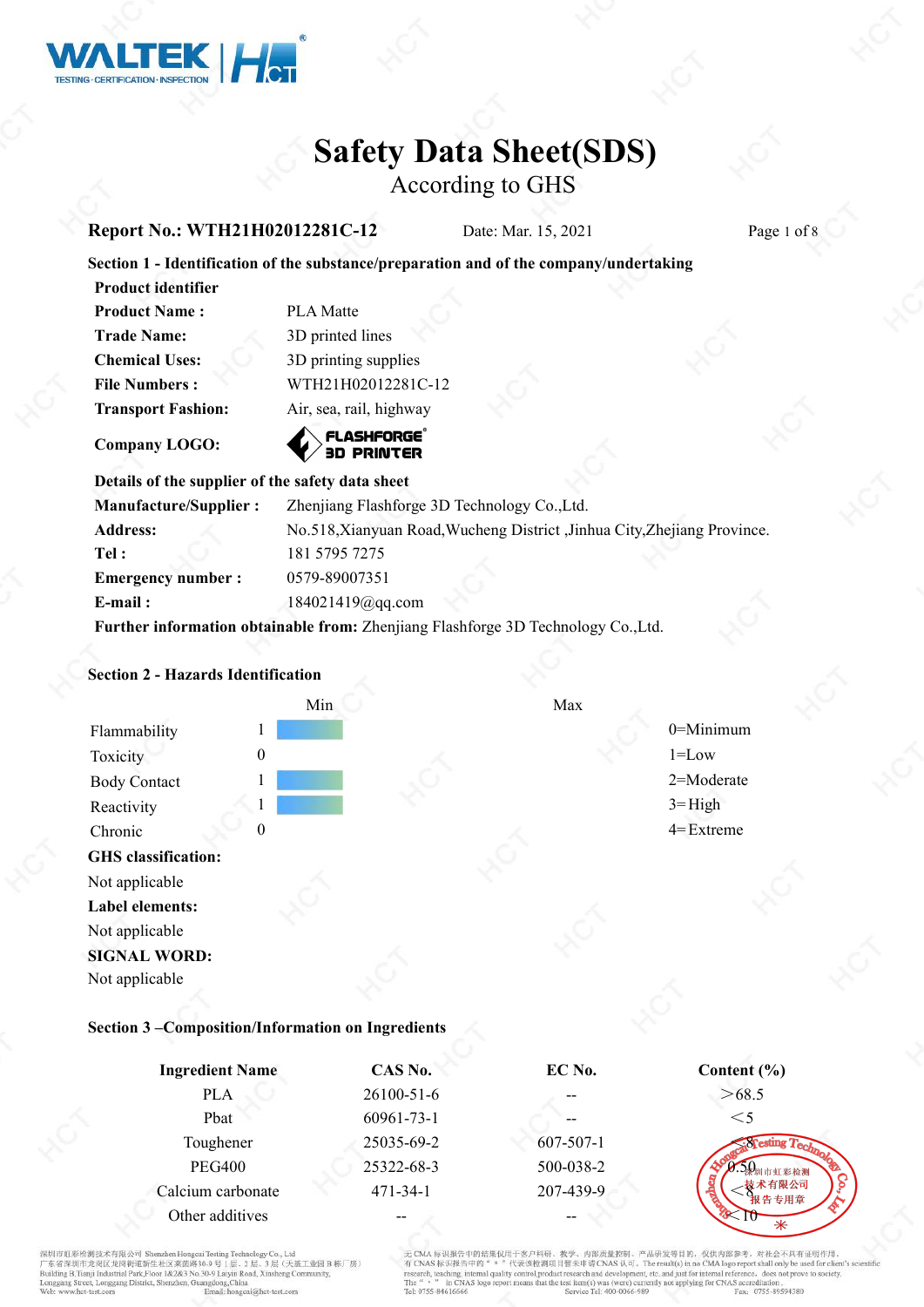# Safety Data Sheet(SDS)

According to GHS

**Report No.: WTH21H02012281C-12** Date: Mar. 15, 2021

## Section 1 - Identification of the substance/preparation and of the company/undertaking

**Product identifier**

| | |
|---|---|
| **Product Name :** | PLA Matte |
| **Trade Name:** | 3D printed lines |
| **Chemical Uses:** | 3D printing supplies |
| **File Numbers :** | WTH21H02012281C-12 |
| **Transport Fashion:** | Air, sea, rail, highway |
| **Company LOGO:** | FLASHFORGE 3D PRINTER |

**Details of the supplier of the safety data sheet**

| | |
|---|---|
| **Manufacture/Supplier :** | Zhenjiang Flashforge 3D Technology Co.,Ltd. |
| **Address:** | No.518,Xianyuan Road,Wucheng District ,Jinhua City,Zhejiang Province. |
| **Tel :** | 181 5795 7275 |
| **Emergency number :** | 0579-89007351 |
| **E-mail :** | 184021419@qq.com |

**Further information obtainable from:** Zhenjiang Flashforge 3D Technology Co.,Ltd.

## Section 2 - Hazards Identification

| | Min | Max | |
|---|---|---|---|
| Flammability | 1 | | 0=Minimum |
| Toxicity | 0 | | 1=Low |
| Body Contact | 1 | | 2=Moderate |
| Reactivity | 1 | | 3=High |
| Chronic | 0 | | 4=Extreme |

**GHS classification:**

Not applicable

**Label elements:**

Not applicable

**SIGNAL WORD:**

Not applicable

## Section 3 –Composition/Information on Ingredients

| Ingredient Name | CAS No. | EC No. | Content (%) |
|---|---|---|---|
| PLA | 26100-51-6 | -- | ＞68.5 |
| Pbat | 60961-73-1 | -- | ＜5 |
| Toughener | 25035-69-2 | 607-507-1 | ＜8 |
| PEG400 | 25322-68-3 | 500-038-2 | 0.50 |
| Calcium carbonate | 471-34-1 | 207-439-9 | ＜8 |
| Other additives | -- | -- | ＜10 |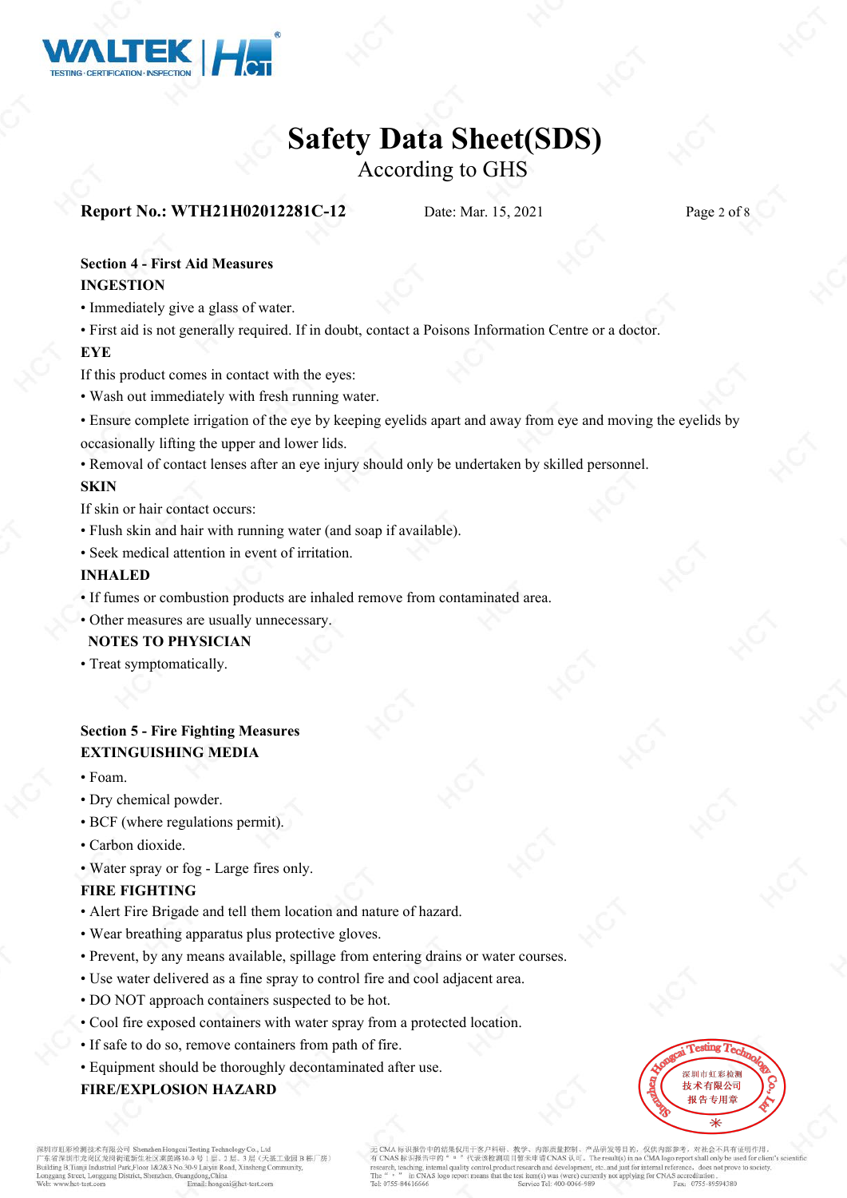# Safety Data Sheet(SDS)

According to GHS

**Report No.: WTH21H02012281C-12** Date: Mar. 15, 2021

## Section 4 - First Aid Measures

**INGESTION**

- Immediately give a glass of water.
- First aid is not generally required. If in doubt, contact a Poisons Information Centre or a doctor.

**EYE**

If this product comes in contact with the eyes:

- Wash out immediately with fresh running water.
- Ensure complete irrigation of the eye by keeping eyelids apart and away from eye and moving the eyelids by occasionally lifting the upper and lower lids.
- Removal of contact lenses after an eye injury should only be undertaken by skilled personnel.

**SKIN**

If skin or hair contact occurs:

- Flush skin and hair with running water (and soap if available).
- Seek medical attention in event of irritation.

**INHALED**

- If fumes or combustion products are inhaled remove from contaminated area.
- Other measures are usually unnecessary.

**NOTES TO PHYSICIAN**

- Treat symptomatically.

## Section 5 - Fire Fighting Measures

**EXTINGUISHING MEDIA**

- Foam.
- Dry chemical powder.
- BCF (where regulations permit).
- Carbon dioxide.
- Water spray or fog - Large fires only.

**FIRE FIGHTING**

- Alert Fire Brigade and tell them location and nature of hazard.
- Wear breathing apparatus plus protective gloves.
- Prevent, by any means available, spillage from entering drains or water courses.
- Use water delivered as a fine spray to control fire and cool adjacent area.
- DO NOT approach containers suspected to be hot.
- Cool fire exposed containers with water spray from a protected location.
- If safe to do so, remove containers from path of fire.
- Equipment should be thoroughly decontaminated after use.

**FIRE/EXPLOSION HAZARD**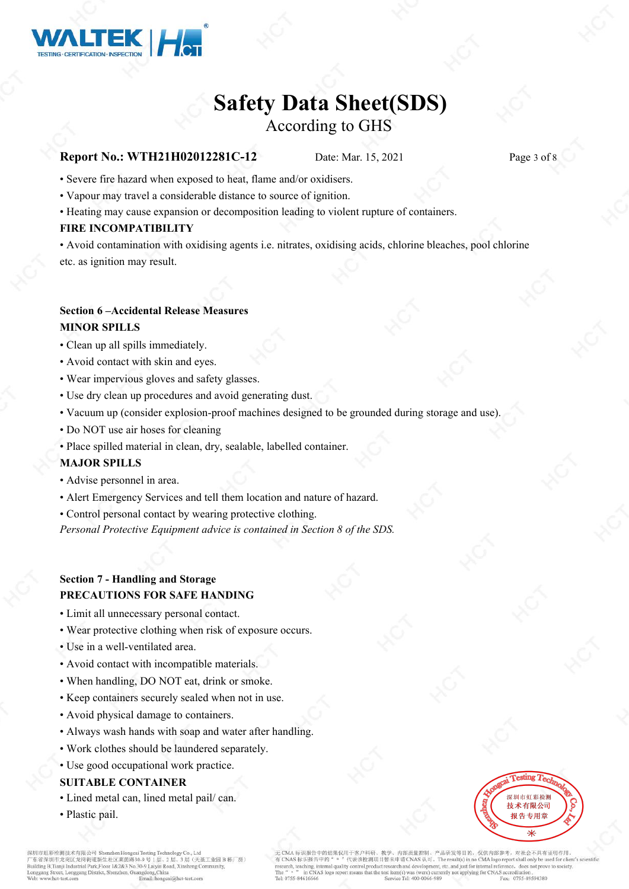• Severe fire hazard when exposed to heat, flame and/or oxidisers.

• Vapour may travel a considerable distance to source of ignition.

• Heating may cause expansion or decomposition leading to violent rupture of containers.

**FIRE INCOMPATIBILITY**

• Avoid contamination with oxidising agents i.e. nitrates, oxidising acids, chlorine bleaches, pool chlorine etc. as ignition may result.

## Section 6 –Accidental Release Measures

**MINOR SPILLS**

• Clean up all spills immediately.

• Avoid contact with skin and eyes.

• Wear impervious gloves and safety glasses.

• Use dry clean up procedures and avoid generating dust.

• Vacuum up (consider explosion-proof machines designed to be grounded during storage and use).

• Do NOT use air hoses for cleaning

• Place spilled material in clean, dry, sealable, labelled container.

**MAJOR SPILLS**

• Advise personnel in area.

• Alert Emergency Services and tell them location and nature of hazard.

• Control personal contact by wearing protective clothing.

*Personal Protective Equipment advice is contained in Section 8 of the SDS.*

## Section 7 - Handling and Storage

**PRECAUTIONS FOR SAFE HANDING**

• Limit all unnecessary personal contact.

• Wear protective clothing when risk of exposure occurs.

• Use in a well-ventilated area.

• Avoid contact with incompatible materials.

• When handling, DO NOT eat, drink or smoke.

• Keep containers securely sealed when not in use.

• Avoid physical damage to containers.

• Always wash hands with soap and water after handling.

• Work clothes should be laundered separately.

• Use good occupational work practice.

**SUITABLE CONTAINER**

• Lined metal can, lined metal pail/ can.

• Plastic pail.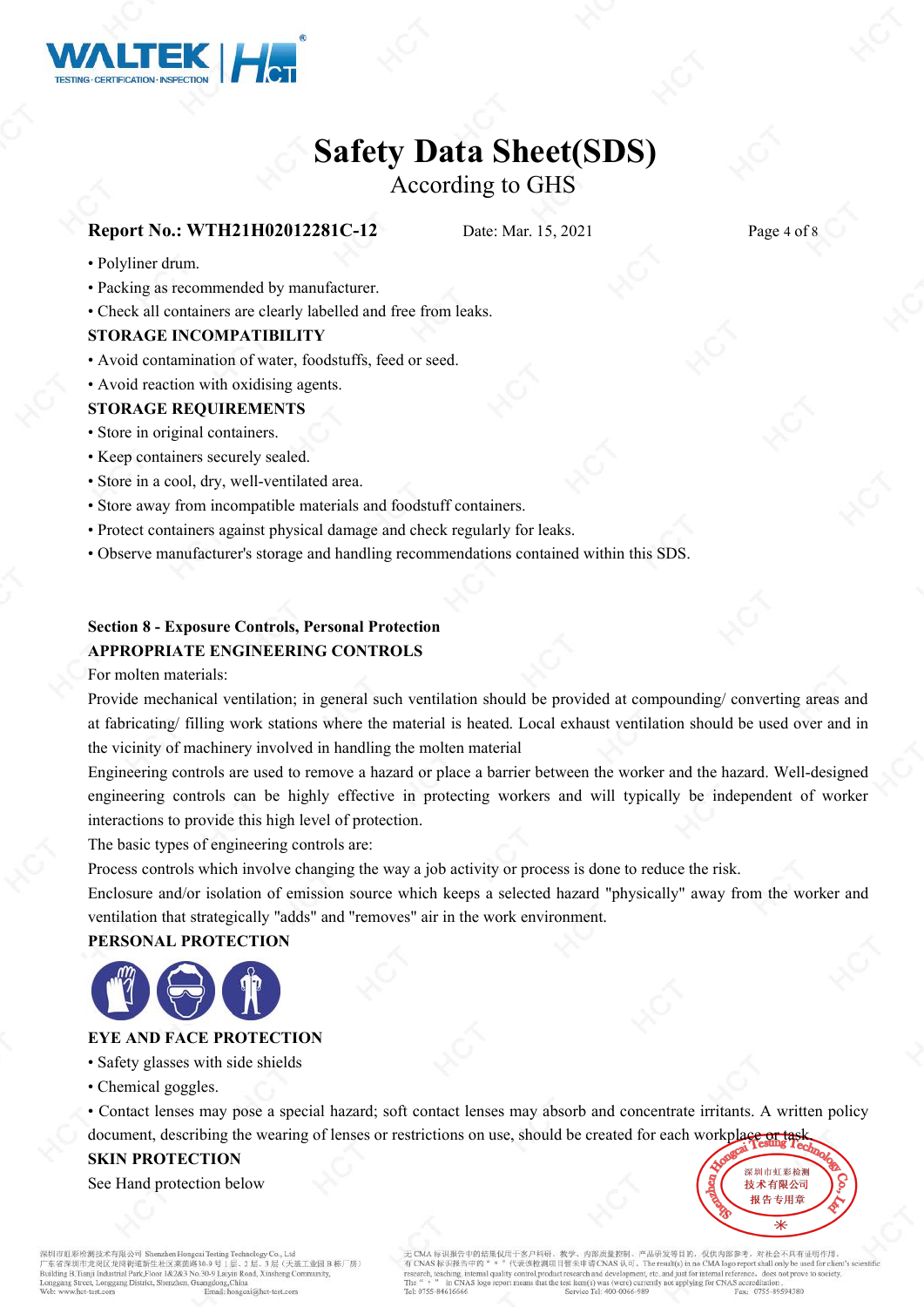- Polyliner drum.
- Packing as recommended by manufacturer.
- Check all containers are clearly labelled and free from leaks.

**STORAGE INCOMPATIBILITY**

- Avoid contamination of water, foodstuffs, feed or seed.
- Avoid reaction with oxidising agents.

**STORAGE REQUIREMENTS**

- Store in original containers.
- Keep containers securely sealed.
- Store in a cool, dry, well-ventilated area.
- Store away from incompatible materials and foodstuff containers.
- Protect containers against physical damage and check regularly for leaks.
- Observe manufacturer's storage and handling recommendations contained within this SDS.

## Section 8 - Exposure Controls, Personal Protection

**APPROPRIATE ENGINEERING CONTROLS**

For molten materials:

Provide mechanical ventilation; in general such ventilation should be provided at compounding/ converting areas and at fabricating/ filling work stations where the material is heated. Local exhaust ventilation should be used over and in the vicinity of machinery involved in handling the molten material

Engineering controls are used to remove a hazard or place a barrier between the worker and the hazard. Well-designed engineering controls can be highly effective in protecting workers and will typically be independent of worker interactions to provide this high level of protection.

The basic types of engineering controls are:

Process controls which involve changing the way a job activity or process is done to reduce the risk.

Enclosure and/or isolation of emission source which keeps a selected hazard "physically" away from the worker and ventilation that strategically "adds" and "removes" air in the work environment.

**PERSONAL PROTECTION**

**EYE AND FACE PROTECTION**

- Safety glasses with side shields
- Chemical goggles.
- Contact lenses may pose a special hazard; soft contact lenses may absorb and concentrate irritants. A written policy document, describing the wearing of lenses or restrictions on use, should be created for each workplace or task.

**SKIN PROTECTION**

See Hand protection below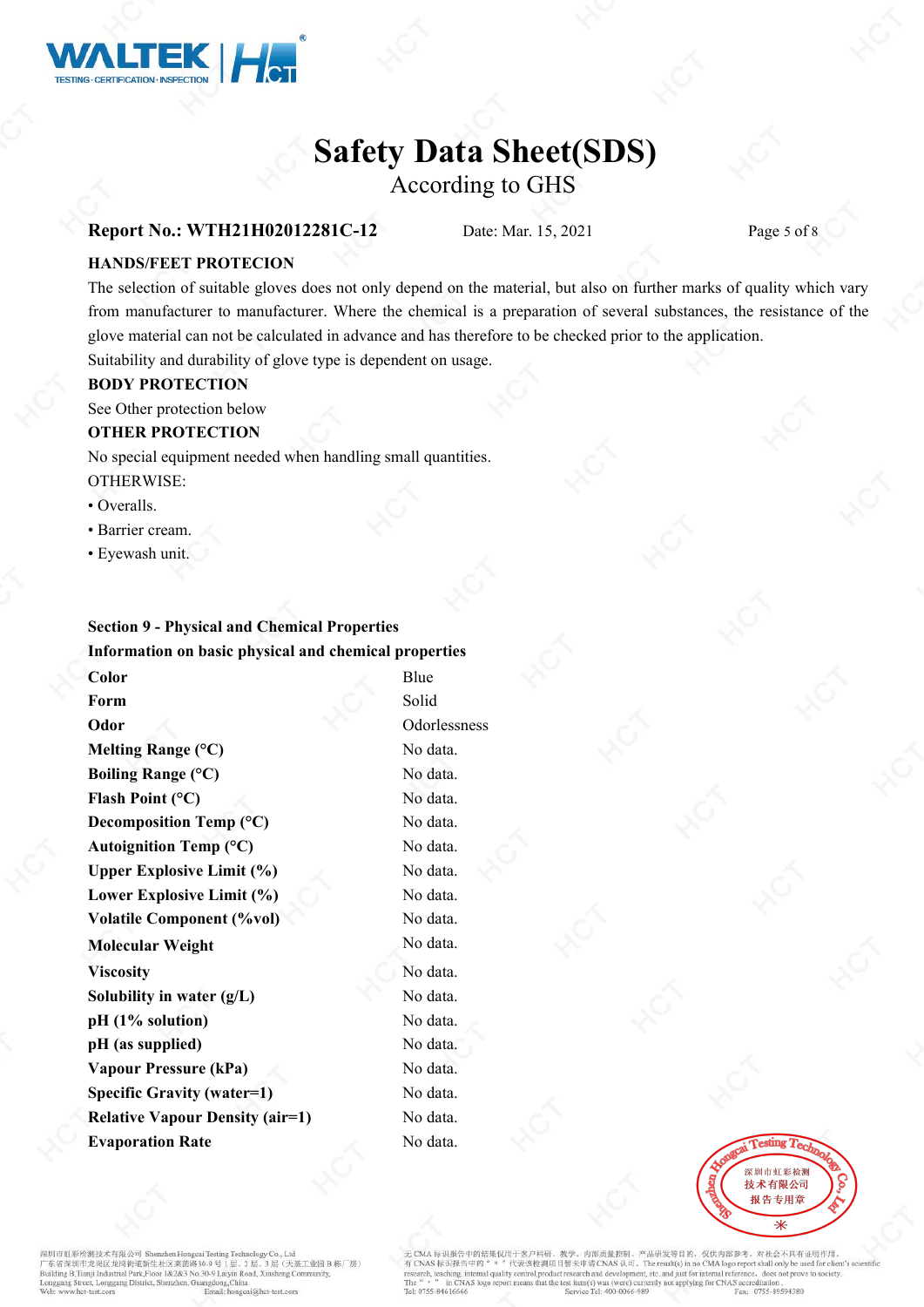**HANDS/FEET PROTECION**

The selection of suitable gloves does not only depend on the material, but also on further marks of quality which vary from manufacturer to manufacturer. Where the chemical is a preparation of several substances, the resistance of the glove material can not be calculated in advance and has therefore to be checked prior to the application.

Suitability and durability of glove type is dependent on usage.

**BODY PROTECTION**

See Other protection below

**OTHER PROTECTION**

No special equipment needed when handling small quantities.

OTHERWISE:

- Overalls.
- Barrier cream.
- Eyewash unit.

## Section 9 - Physical and Chemical Properties

**Information on basic physical and chemical properties**

| | |
|---|---|
| **Color** | Blue |
| **Form** | Solid |
| **Odor** | Odorlessness |
| **Melting Range (°C)** | No data. |
| **Boiling Range (°C)** | No data. |
| **Flash Point (°C)** | No data. |
| **Decomposition Temp (°C)** | No data. |
| **Autoignition Temp (°C)** | No data. |
| **Upper Explosive Limit (%)** | No data. |
| **Lower Explosive Limit (%)** | No data. |
| **Volatile Component (%vol)** | No data. |
| **Molecular Weight** | No data. |
| **Viscosity** | No data. |
| **Solubility in water (g/L)** | No data. |
| **pH (1% solution)** | No data. |
| **pH (as supplied)** | No data. |
| **Vapour Pressure (kPa)** | No data. |
| **Specific Gravity (water=1)** | No data. |
| **Relative Vapour Density (air=1)** | No data. |
| **Evaporation Rate** | No data. |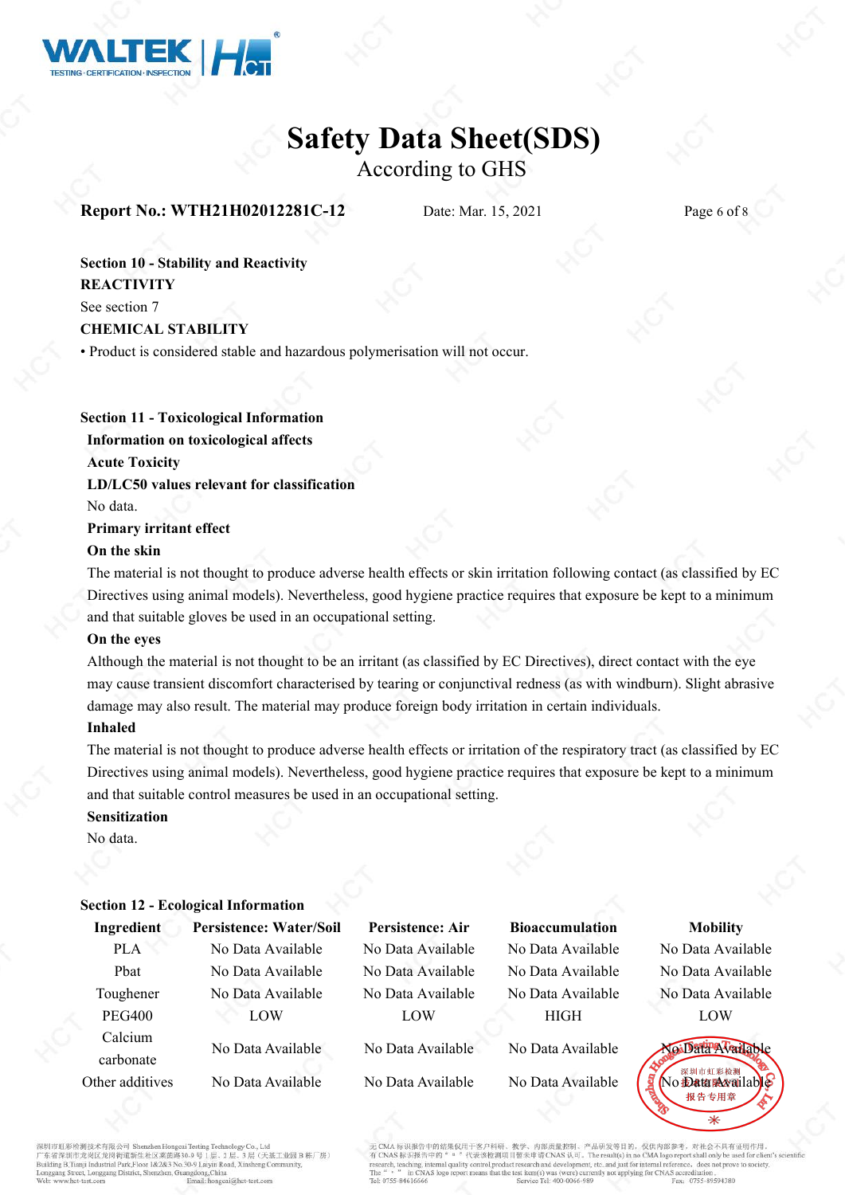**Section 10 - Stability and Reactivity**

**REACTIVITY**

See section 7

**CHEMICAL STABILITY**

• Product is considered stable and hazardous polymerisation will not occur.

**Section 11 - Toxicological Information**

**Information on toxicological affects**

**Acute Toxicity**

**LD/LC50 values relevant for classification**

No data.

**Primary irritant effect**

**On the skin**

The material is not thought to produce adverse health effects or skin irritation following contact (as classified by EC Directives using animal models). Nevertheless, good hygiene practice requires that exposure be kept to a minimum and that suitable gloves be used in an occupational setting.

**On the eyes**

Although the material is not thought to be an irritant (as classified by EC Directives), direct contact with the eye may cause transient discomfort characterised by tearing or conjunctival redness (as with windburn). Slight abrasive damage may also result. The material may produce foreign body irritation in certain individuals.

**Inhaled**

The material is not thought to produce adverse health effects or irritation of the respiratory tract (as classified by EC Directives using animal models). Nevertheless, good hygiene practice requires that exposure be kept to a minimum and that suitable control measures be used in an occupational setting.

**Sensitization**

No data.

**Section 12 - Ecological Information**

| Ingredient | Persistence: Water/Soil | Persistence: Air | Bioaccumulation | Mobility |
|---|---|---|---|---|
| PLA | No Data Available | No Data Available | No Data Available | No Data Available |
| Pbat | No Data Available | No Data Available | No Data Available | No Data Available |
| Toughener | No Data Available | No Data Available | No Data Available | No Data Available |
| PEG400 | LOW | LOW | HIGH | LOW |
| Calcium carbonate | No Data Available | No Data Available | No Data Available | No Data Available |
| Other additives | No Data Available | No Data Available | No Data Available | No Data Available |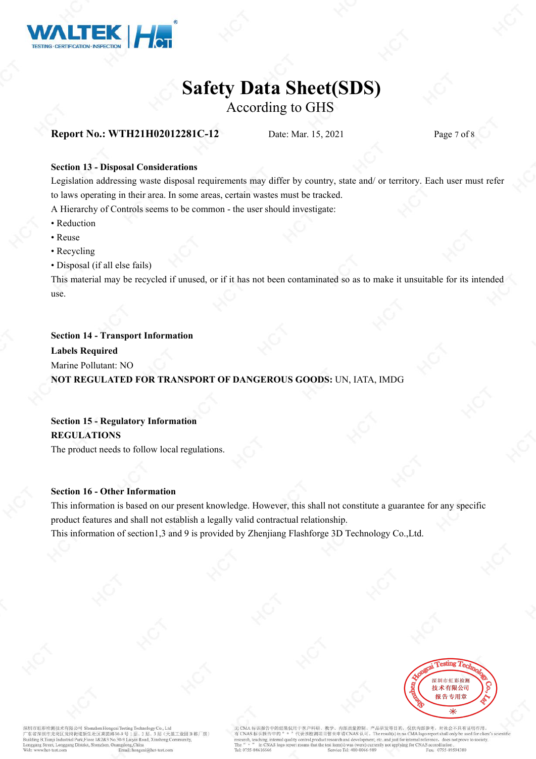## Section 13 - Disposal Considerations

Legislation addressing waste disposal requirements may differ by country, state and/ or territory. Each user must refer to laws operating in their area. In some areas, certain wastes must be tracked.

A Hierarchy of Controls seems to be common - the user should investigate:

- Reduction
- Reuse
- Recycling
- Disposal (if all else fails)

This material may be recycled if unused, or if it has not been contaminated so as to make it unsuitable for its intended use.

## Section 14 - Transport Information

**Labels Required**

Marine Pollutant: NO

**NOT REGULATED FOR TRANSPORT OF DANGEROUS GOODS:** UN, IATA, IMDG

## Section 15 - Regulatory Information

**REGULATIONS**

The product needs to follow local regulations.

## Section 16 - Other Information

This information is based on our present knowledge. However, this shall not constitute a guarantee for any specific product features and shall not establish a legally valid contractual relationship.

This information of section1,3 and 9 is provided by Zhenjiang Flashforge 3D Technology Co.,Ltd.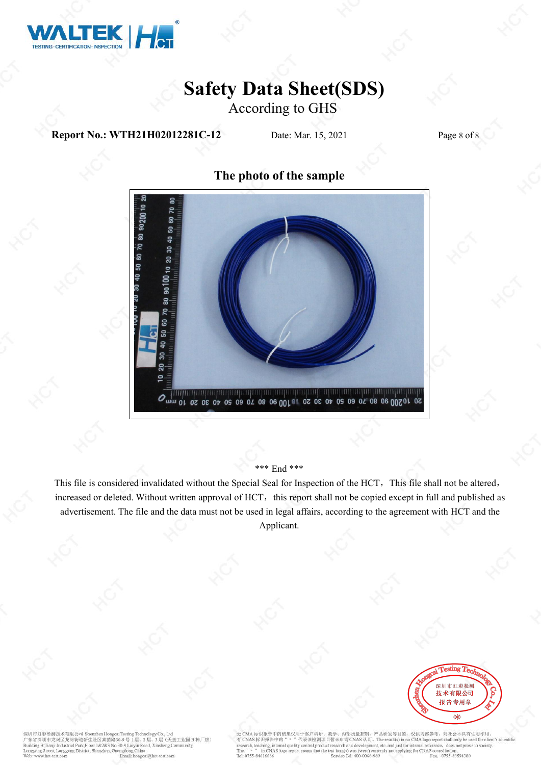# Safety Data Sheet(SDS)

According to GHS

**Report No.: WTH21H02012281C-12** Date: Mar. 15, 2021

## The photo of the sample

\*\*\* End \*\*\*

This file is considered invalidated without the Special Seal for Inspection of the HCT，This file shall not be altered，increased or deleted. Without written approval of HCT，this report shall not be copied except in full and published as advertisement. The file and the data must not be used in legal affairs, according to the agreement with HCT and the Applicant.